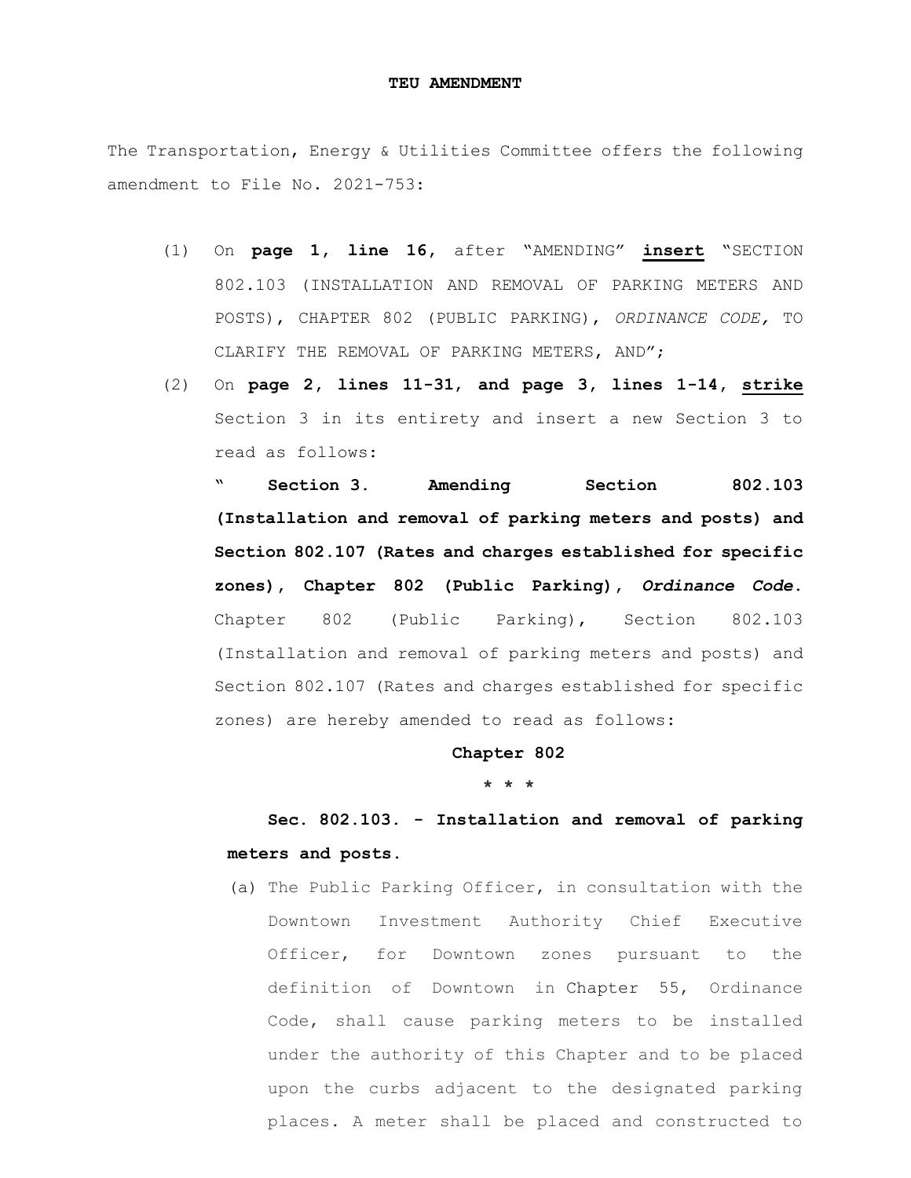**TEU AMENDMENT**

The Transportation, Energy & Utilities Committee offers the following amendment to File No. 2021-753:

(1) On **page 1, line 16**, after "AMENDING" **insert** "SECTION 802.103 (INSTALLATION AND REMOVAL OF PARKING METERS AND POSTS), CHAPTER 802 (PUBLIC PARKING), *ORDINANCE CODE,* TO CLARIFY THE REMOVAL OF PARKING METERS, AND";

(2) On **page 2, lines 11-31, and page 3, lines 1-14, strike** Section 3 in its entirety and insert a new Section 3 to read as follows:

" **Section 3. Amending Section 802.103 (Installation and removal of parking meters and posts) and Section 802.107 (Rates and charges established for specific zones), Chapter 802 (Public Parking), *Ordinance Code*.** Chapter 802 (Public Parking), Section 802.103 (Installation and removal of parking meters and posts) and Section 802.107 (Rates and charges established for specific zones) are hereby amended to read as follows:

**Chapter 802**

\* \* \*

**Sec. 802.103. - Installation and removal of parking meters and posts.**

(a) The Public Parking Officer, in consultation with the Downtown Investment Authority Chief Executive Officer, for Downtown zones pursuant to the definition of Downtown in Chapter 55, Ordinance Code, shall cause parking meters to be installed under the authority of this Chapter and to be placed upon the curbs adjacent to the designated parking places. A meter shall be placed and constructed to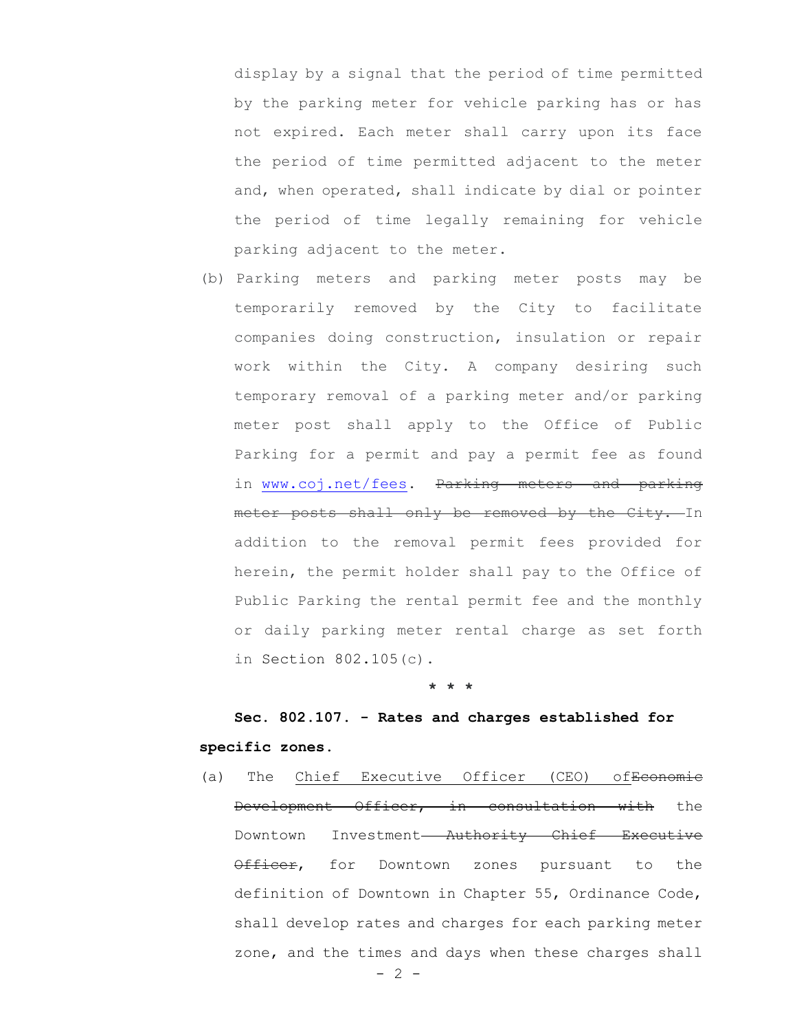display by a signal that the period of time permitted by the parking meter for vehicle parking has or has not expired. Each meter shall carry upon its face the period of time permitted adjacent to the meter and, when operated, shall indicate by dial or pointer the period of time legally remaining for vehicle parking adjacent to the meter.

(b) Parking meters and parking meter posts may be temporarily removed by the City to facilitate companies doing construction, insulation or repair work within the City. A company desiring such temporary removal of a parking meter and/or parking meter post shall apply to the Office of Public Parking for a permit and pay a permit fee as found in <u>www.coj.net/fees</u>. ~~Parking meters and parking meter posts shall only be removed by the City.~~ In addition to the removal permit fees provided for herein, the permit holder shall pay to the Office of Public Parking the rental permit fee and the monthly or daily parking meter rental charge as set forth in Section 802.105(c).

\* \* \*

**Sec. 802.107. - Rates and charges established for specific zones.**

(a) The <u>Chief Executive Officer (CEO) of</u>~~Economic Development Officer, in consultation with~~ the Downtown Investment ~~Authority Chief Executive Officer~~, for Downtown zones pursuant to the definition of Downtown in Chapter 55, Ordinance Code, shall develop rates and charges for each parking meter zone, and the times and days when these charges shall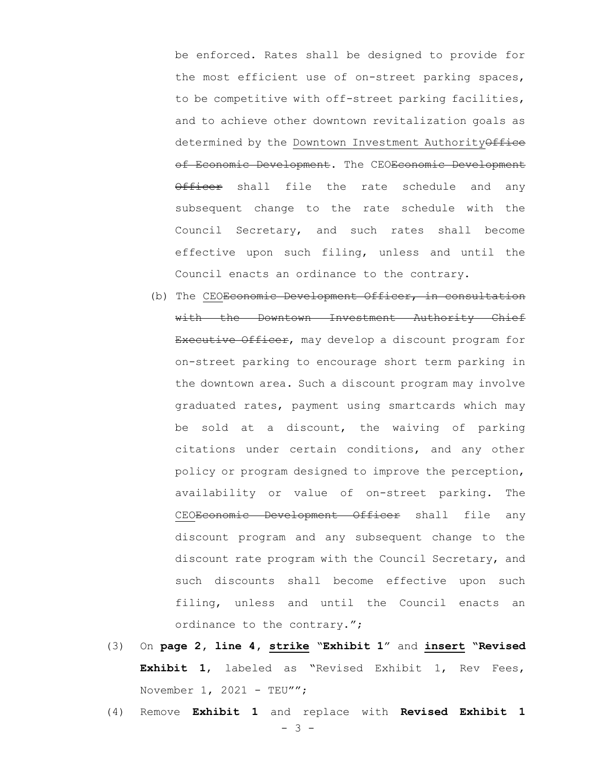be enforced. Rates shall be designed to provide for the most efficient use of on-street parking spaces, to be competitive with off-street parking facilities, and to achieve other downtown revitalization goals as determined by the <u>Downtown Investment Authority</u>~~Office of Economic Development~~. The CEO~~Economic Development Officer~~ shall file the rate schedule and any subsequent change to the rate schedule with the Council Secretary, and such rates shall become effective upon such filing, unless and until the Council enacts an ordinance to the contrary.

(b) The <u>CEO</u>~~Economic Development Officer, in consultation with the Downtown Investment Authority Chief Executive Officer~~, may develop a discount program for on-street parking to encourage short term parking in the downtown area. Such a discount program may involve graduated rates, payment using smartcards which may be sold at a discount, the waiving of parking citations under certain conditions, and any other policy or program designed to improve the perception, availability or value of on-street parking. The <u>CEO</u>~~Economic Development Officer~~ shall file any discount program and any subsequent change to the discount rate program with the Council Secretary, and such discounts shall become effective upon such filing, unless and until the Council enacts an ordinance to the contrary.";

(3) On **page 2, line 4, <u>strike</u>** "**Exhibit 1**" and **<u>insert</u>** "**Revised Exhibit 1**, labeled as "Revised Exhibit 1, Rev Fees, November 1, 2021 - TEU"";

(4) Remove **Exhibit 1** and replace with **Revised Exhibit 1**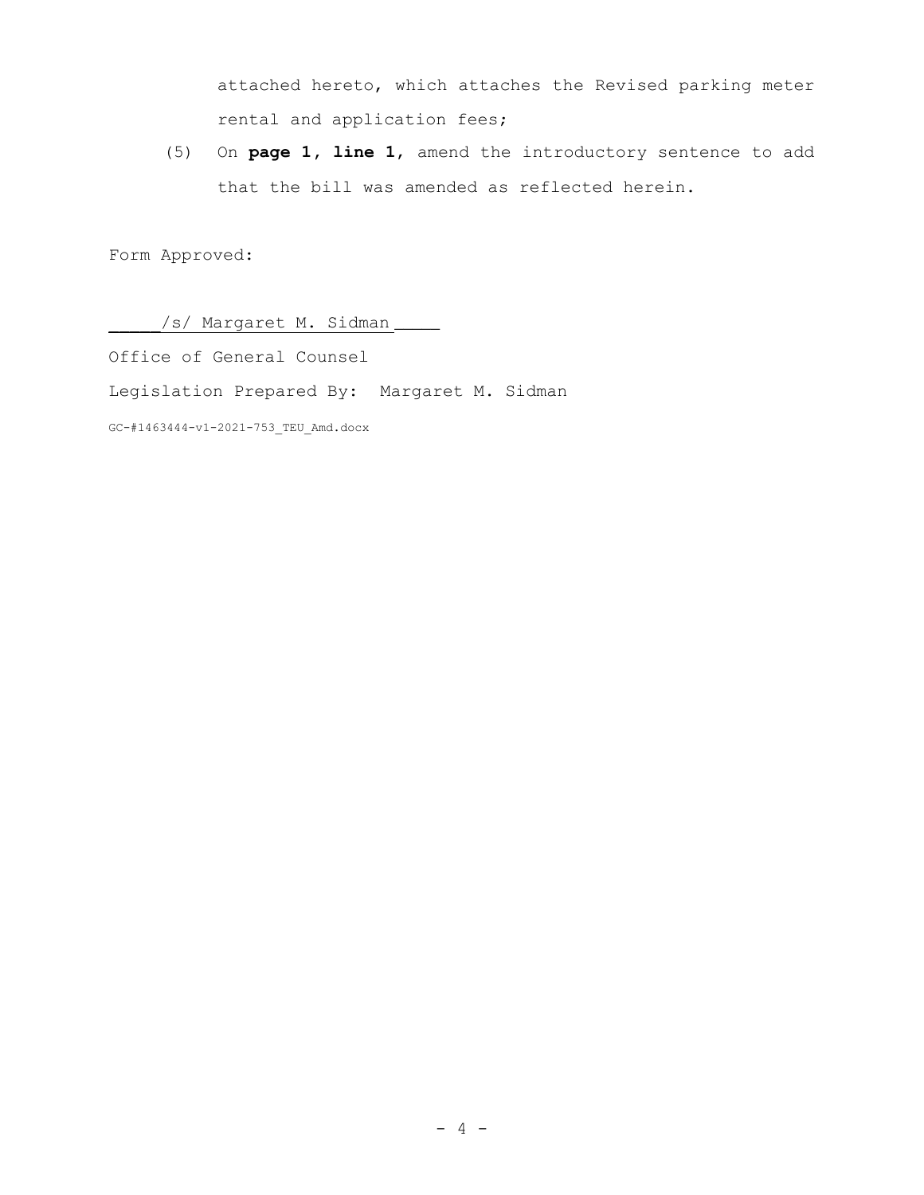attached hereto, which attaches the Revised parking meter rental and application fees;

(5) On **page 1, line 1**, amend the introductory sentence to add that the bill was amended as reflected herein.

Form Approved:

/s/ Margaret M. Sidman

Office of General Counsel

Legislation Prepared By: Margaret M. Sidman

GC-#1463444-v1-2021-753_TEU_Amd.docx